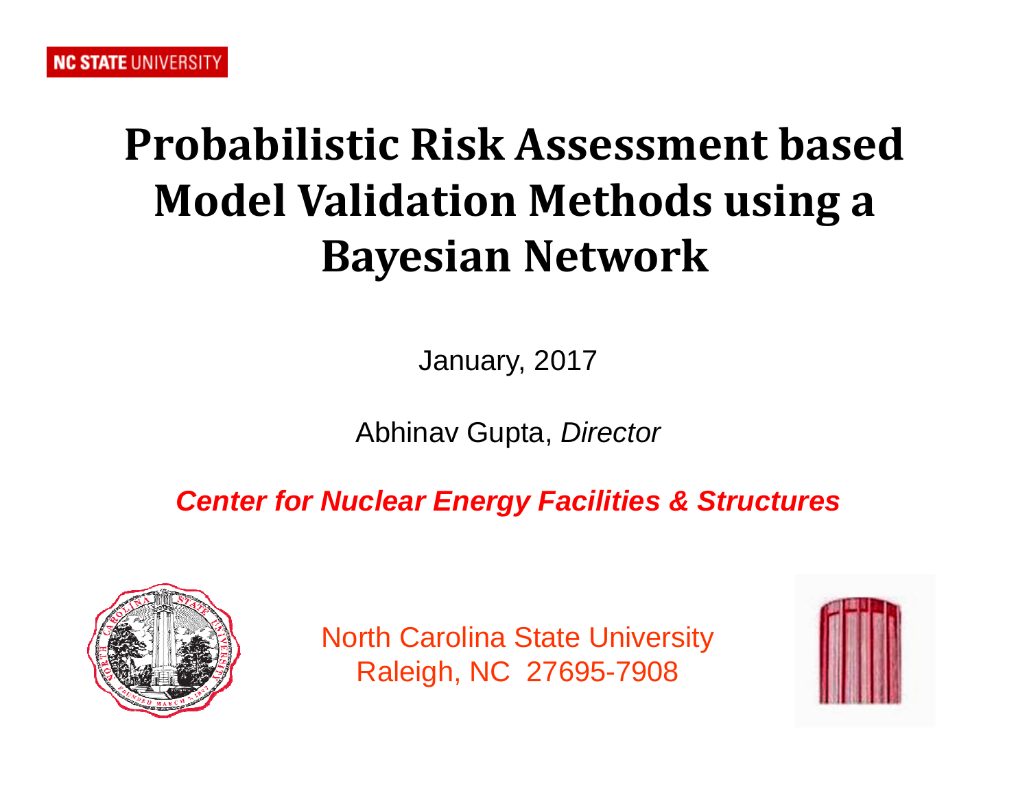NC STATE UNIVERSITY

# Probabilistic Risk Assessment based Model Validation Methods using a Bayesian Network

January, 2017

Abhinav Gupta, *Director*

***Center for Nuclear Energy Facilities & Structures***

North Carolina State University
Raleigh, NC 27695-7908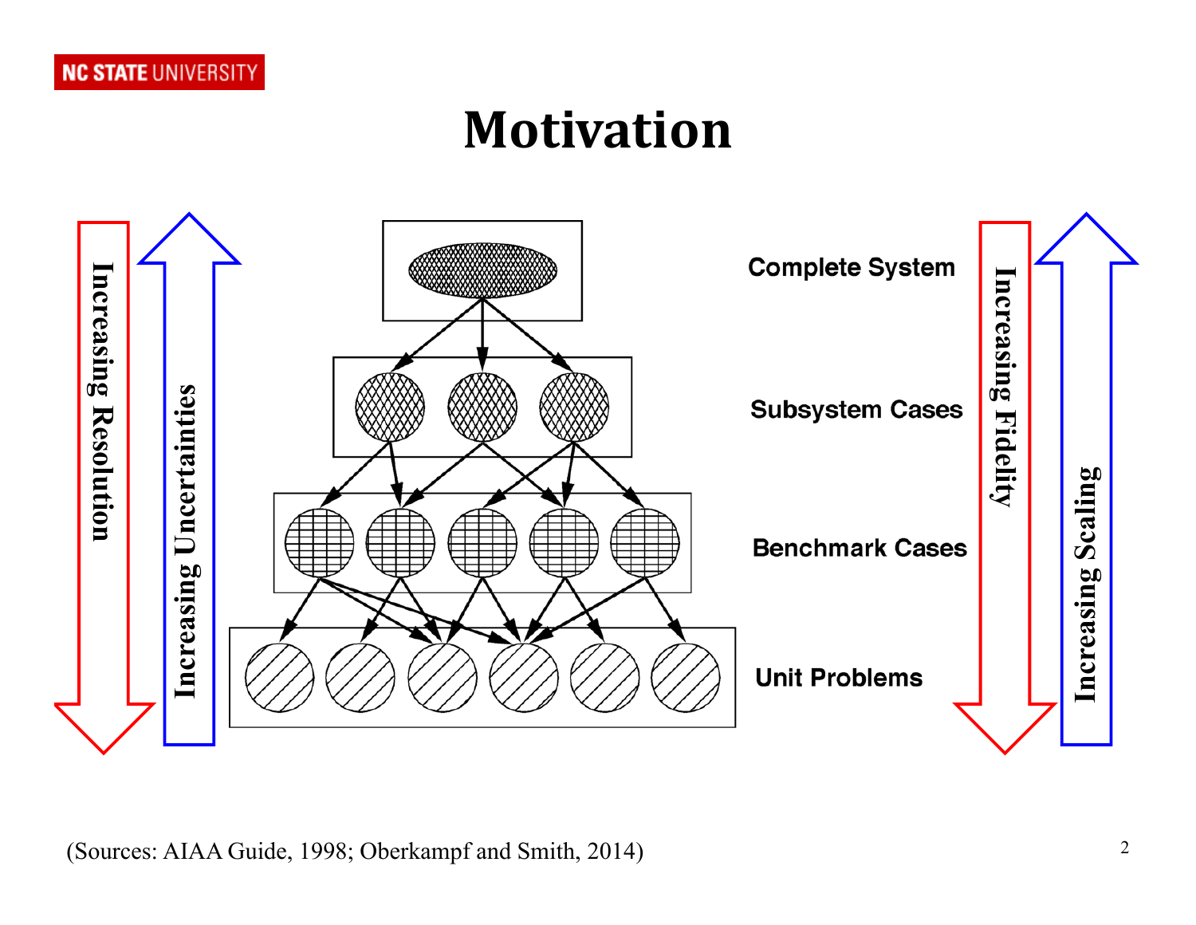# Motivation

Increasing Resolution

Increasing Uncertainties

Complete System

Subsystem Cases

Benchmark Cases

Unit Problems

Increasing Fidelity

Increasing Scaling

(Sources: AIAA Guide, 1998; Oberkampf and Smith, 2014)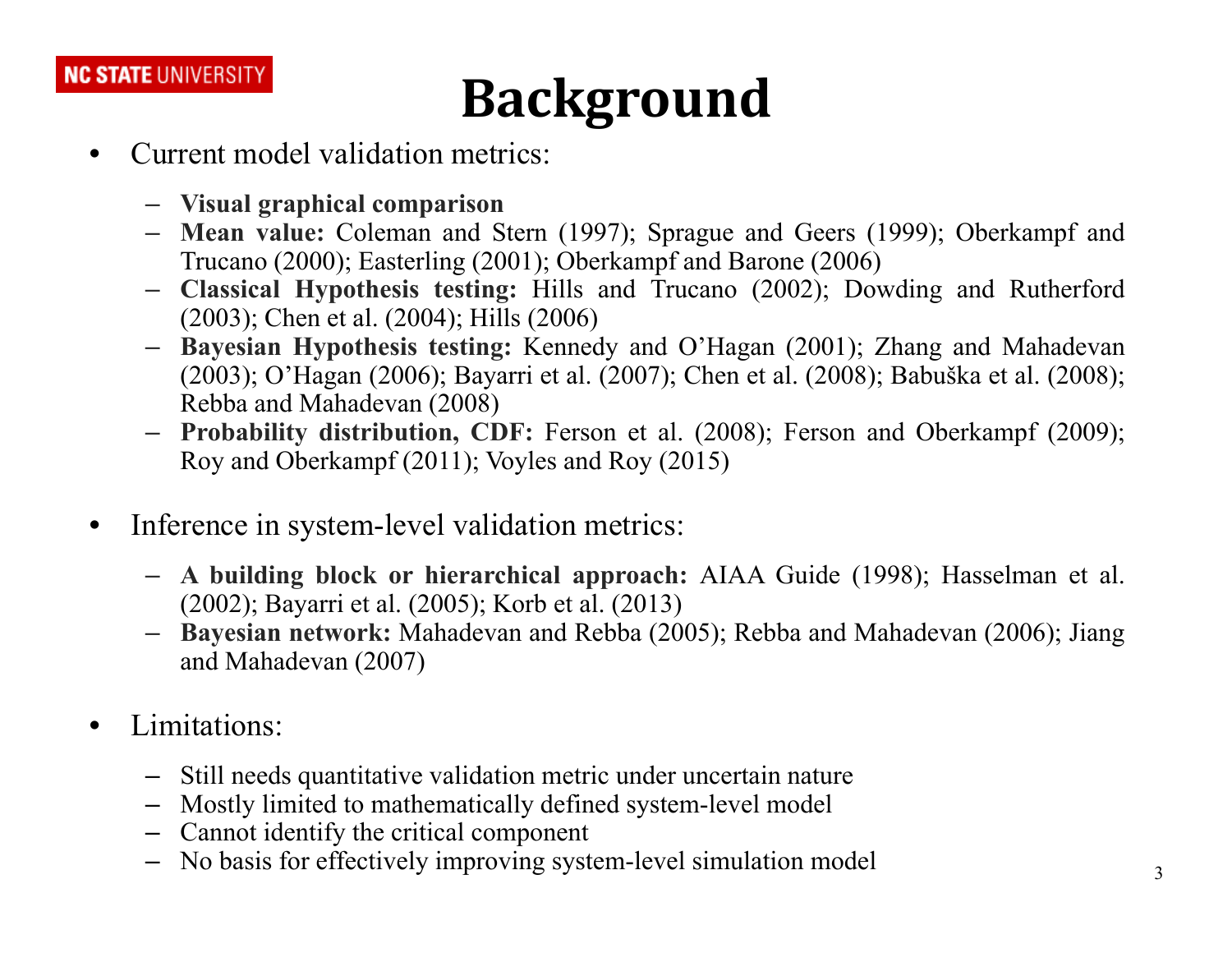# Background

- Current model validation metrics:
  - **Visual graphical comparison**
  - **Mean value:** Coleman and Stern (1997); Sprague and Geers (1999); Oberkampf and Trucano (2000); Easterling (2001); Oberkampf and Barone (2006)
  - **Classical Hypothesis testing:** Hills and Trucano (2002); Dowding and Rutherford (2003); Chen et al. (2004); Hills (2006)
  - **Bayesian Hypothesis testing:** Kennedy and O'Hagan (2001); Zhang and Mahadevan (2003); O'Hagan (2006); Bayarri et al. (2007); Chen et al. (2008); Babuška et al. (2008); Rebba and Mahadevan (2008)
  - **Probability distribution, CDF:** Ferson et al. (2008); Ferson and Oberkampf (2009); Roy and Oberkampf (2011); Voyles and Roy (2015)

- Inference in system-level validation metrics:
  - **A building block or hierarchical approach:** AIAA Guide (1998); Hasselman et al. (2002); Bayarri et al. (2005); Korb et al. (2013)
  - **Bayesian network:** Mahadevan and Rebba (2005); Rebba and Mahadevan (2006); Jiang and Mahadevan (2007)

- Limitations:
  - Still needs quantitative validation metric under uncertain nature
  - Mostly limited to mathematically defined system-level model
  - Cannot identify the critical component
  - No basis for effectively improving system-level simulation model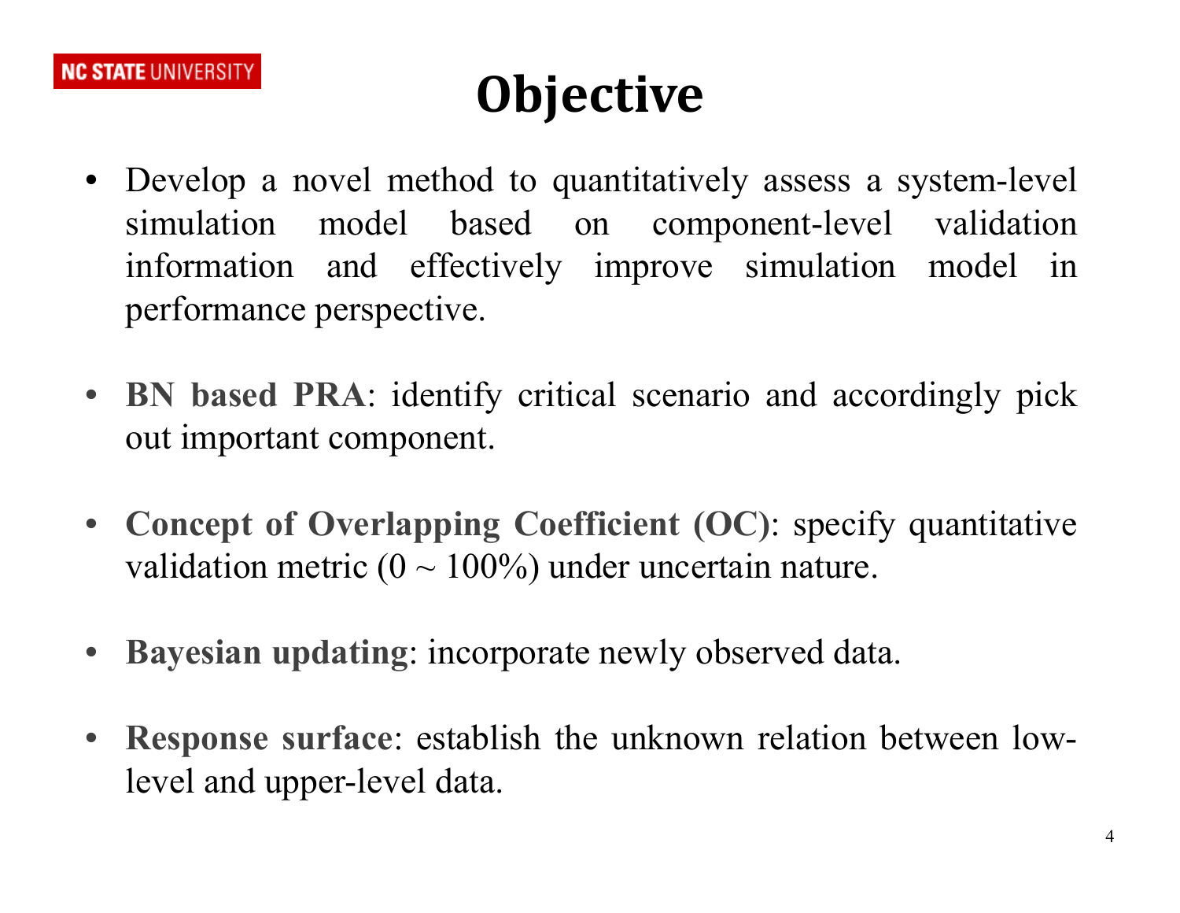# Objective

- Develop a novel method to quantitatively assess a system-level simulation model based on component-level validation information and effectively improve simulation model in performance perspective.

- **BN based PRA**: identify critical scenario and accordingly pick out important component.

- **Concept of Overlapping Coefficient (OC)**: specify quantitative validation metric (0 ~ 100%) under uncertain nature.

- **Bayesian updating**: incorporate newly observed data.

- **Response surface**: establish the unknown relation between low-level and upper-level data.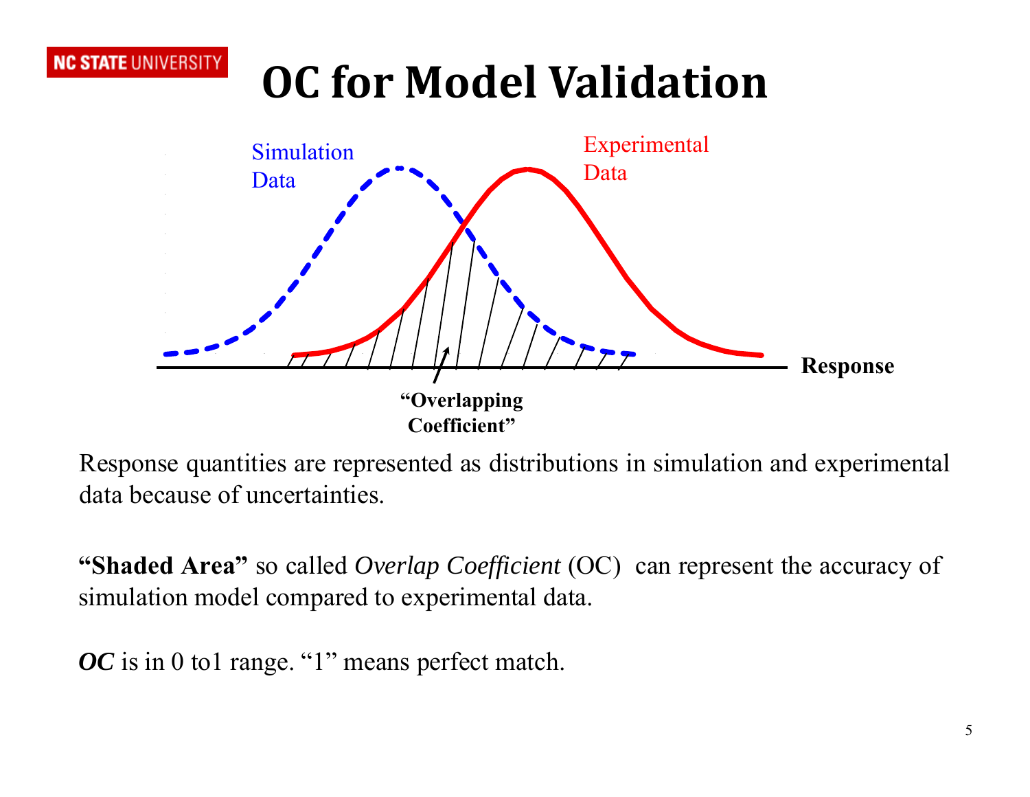# OC for Model Validation

Simulation Data

Experimental Data

Response

**"Overlapping Coefficient"**

Response quantities are represented as distributions in simulation and experimental data because of uncertainties.

**"Shaded Area"** so called *Overlap Coefficient* (OC) can represent the accuracy of simulation model compared to experimental data.

***OC*** is in 0 to1 range. "1" means perfect match.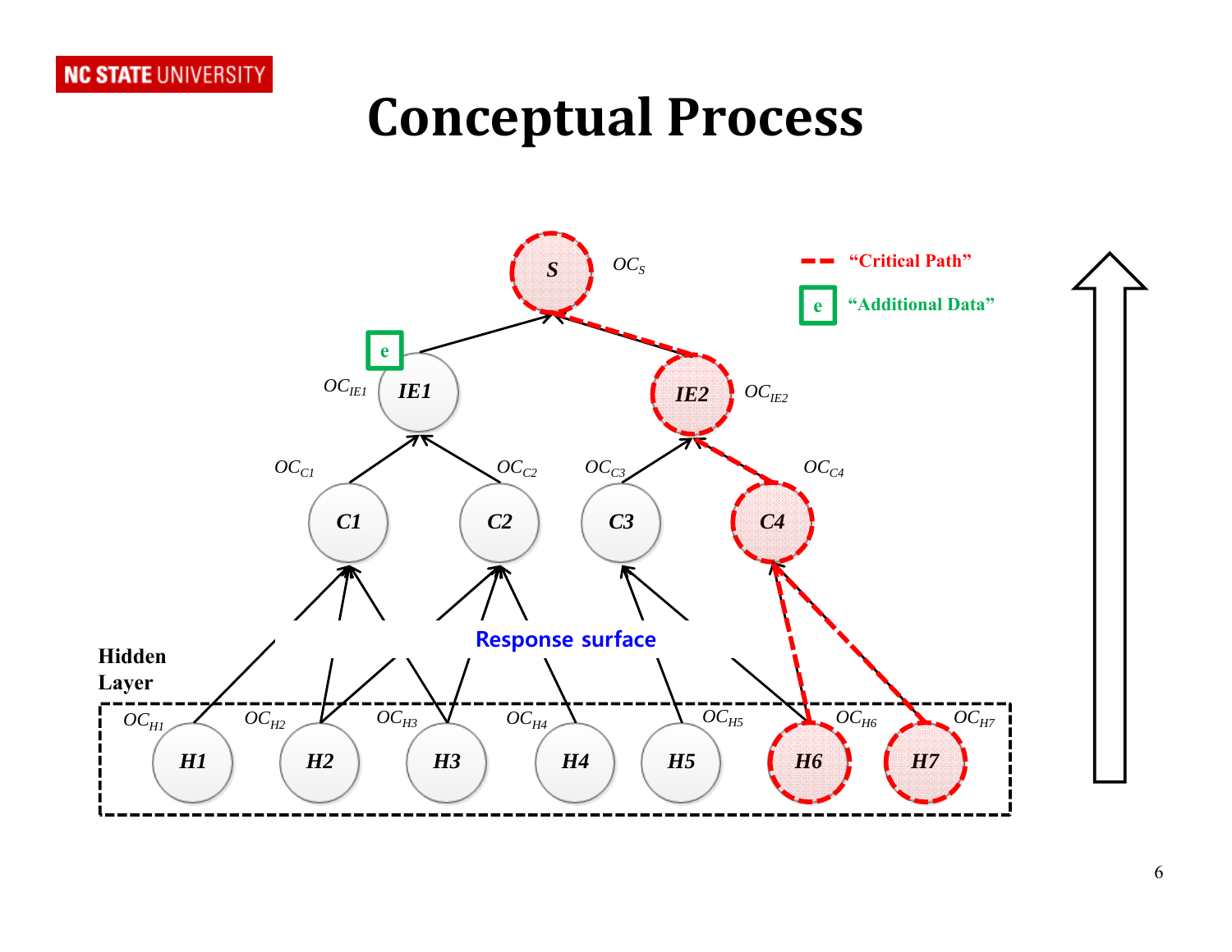# Conceptual Process

"Critical Path"

e "Additional Data"

$S$ $OC_S$

$OC_{IE1}$ $IE1$ — $IE2$ $OC_{IE2}$

$OC_{C1}$ $OC_{C2}$ $OC_{C3}$ $OC_{C4}$

$C1$ $C2$ $C3$ $C4$

Response surface

Hidden Layer

$OC_{H1}$ $OC_{H2}$ $OC_{H3}$ $OC_{H4}$ $OC_{H5}$ $OC_{H6}$ $OC_{H7}$

$H1$ $H2$ $H3$ $H4$ $H5$ $H6$ $H7$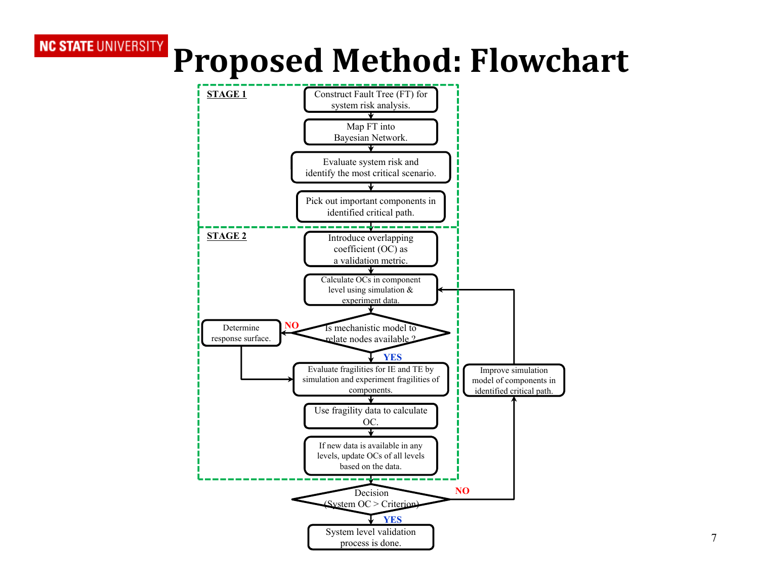# Proposed Method: Flowchart

**STAGE 1**

- Construct Fault Tree (FT) for system risk analysis.
- Map FT into Bayesian Network.
- Evaluate system risk and identify the most critical scenario.
- Pick out important components in identified critical path.

**STAGE 2**

- Introduce overlapping coefficient (OC) as a validation metric.
- Calculate OCs in component level using simulation & experiment data.
- Is mechanistic model to relate nodes available ?
  - NO: Determine response surface.
  - YES
- Evaluate fragilities for IE and TE by simulation and experiment fragilities of components.
- Use fragility data to calculate OC.
- If new data is available in any levels, update OCs of all levels based on the data.

Decision (System OC > Criterion)

- NO: Improve simulation model of components in identified critical path.
- YES: System level validation process is done.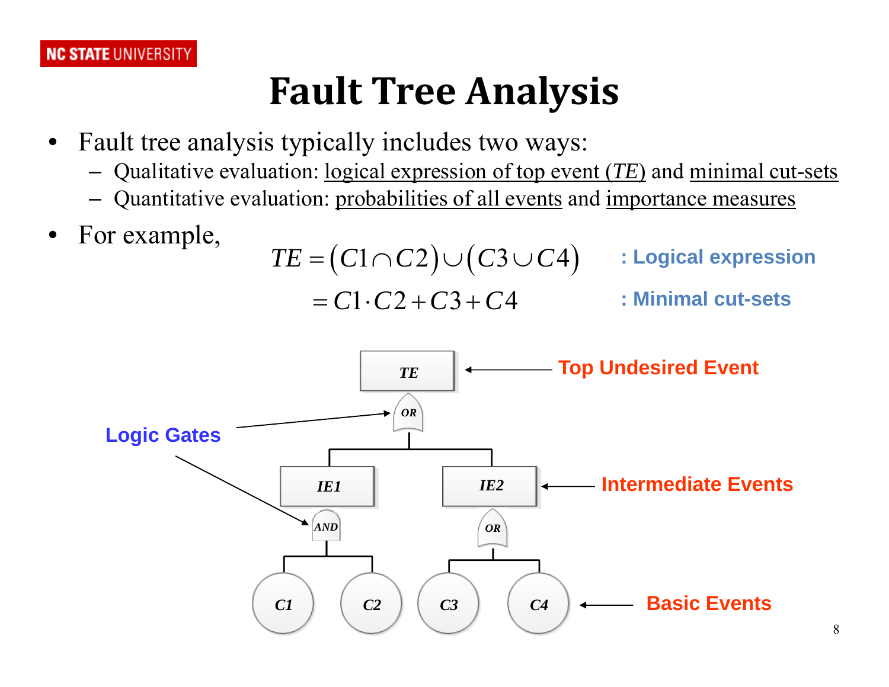# Fault Tree Analysis

- Fault tree analysis typically includes two ways:
  - Qualitative evaluation: logical expression of top event ($TE$) and minimal cut-sets
  - Quantitative evaluation: probabilities of all events and importance measures
- For example,

$$
\begin{aligned}
TE &= \left(C1 \cap C2\right) \cup \left(C3 \cup C4\right) \quad &\text{: Logical expression} \\
&= C1 \cdot C2 + C3 + C4 \quad &\text{: Minimal cut-sets}
\end{aligned}
$$

Top Undesired Event

Logic Gates

Intermediate Events

Basic Events

TE

OR

IE1

IE2

AND

OR

C1 C2 C3 C4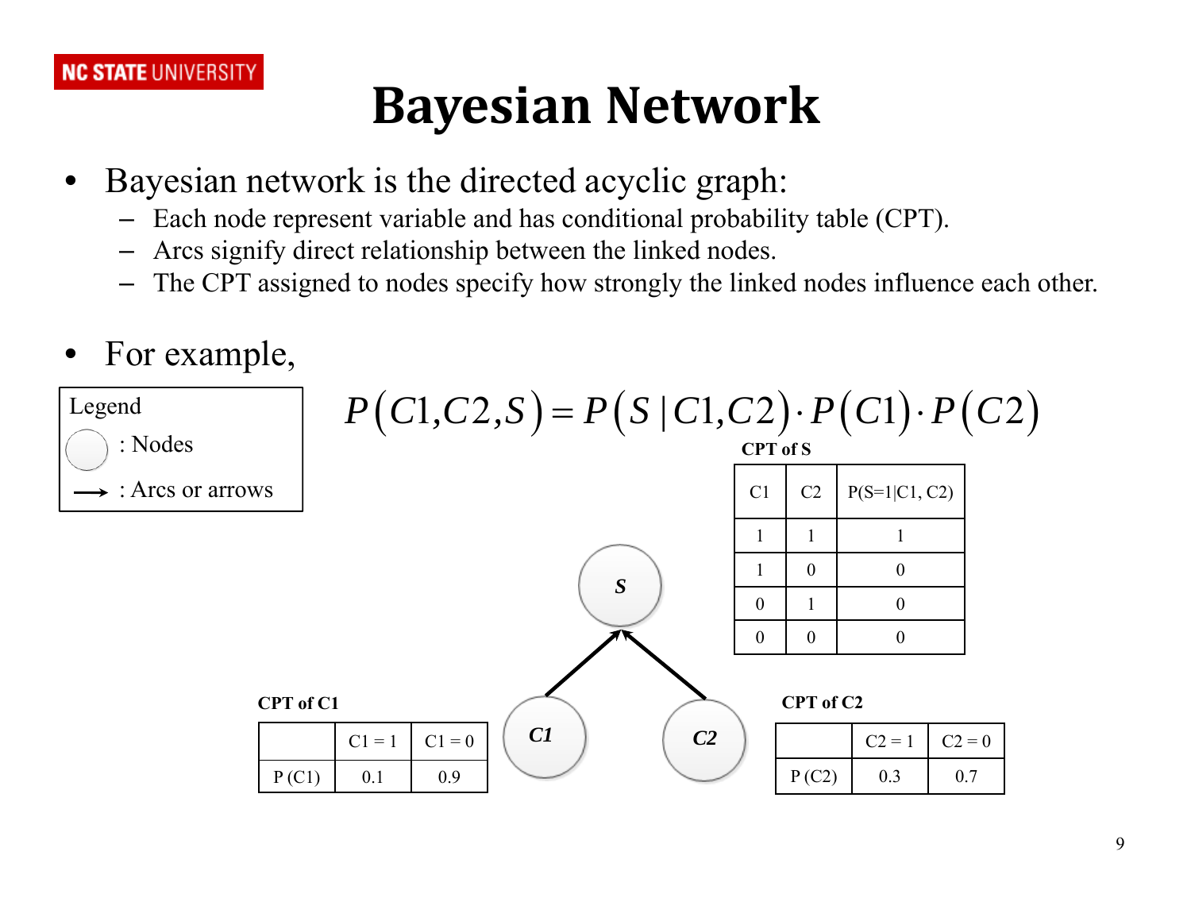# Bayesian Network

- Bayesian network is the directed acyclic graph:
  - Each node represent variable and has conditional probability table (CPT).
  - Arcs signify direct relationship between the linked nodes.
  - The CPT assigned to nodes specify how strongly the linked nodes influence each other.

- For example,

Legend

- ◯ : Nodes
- ⟶ : Arcs or arrows

$$P(C1, C2, S) = P(S \mid C1, C2) \cdot P(C1) \cdot P(C2)$$

**CPT of S**

| C1 | C2 | P(S=1\|C1, C2) |
|---|---|---|
| 1 | 1 | 1 |
| 1 | 0 | 0 |
| 0 | 1 | 0 |
| 0 | 0 | 0 |

***S***

***C1*** → ***S*** ← ***C2***

**CPT of C1**

| | C1 = 1 | C1 = 0 |
|---|---|---|
| P (C1) | 0.1 | 0.9 |

**CPT of C2**

| | C2 = 1 | C2 = 0 |
|---|---|---|
| P (C2) | 0.3 | 0.7 |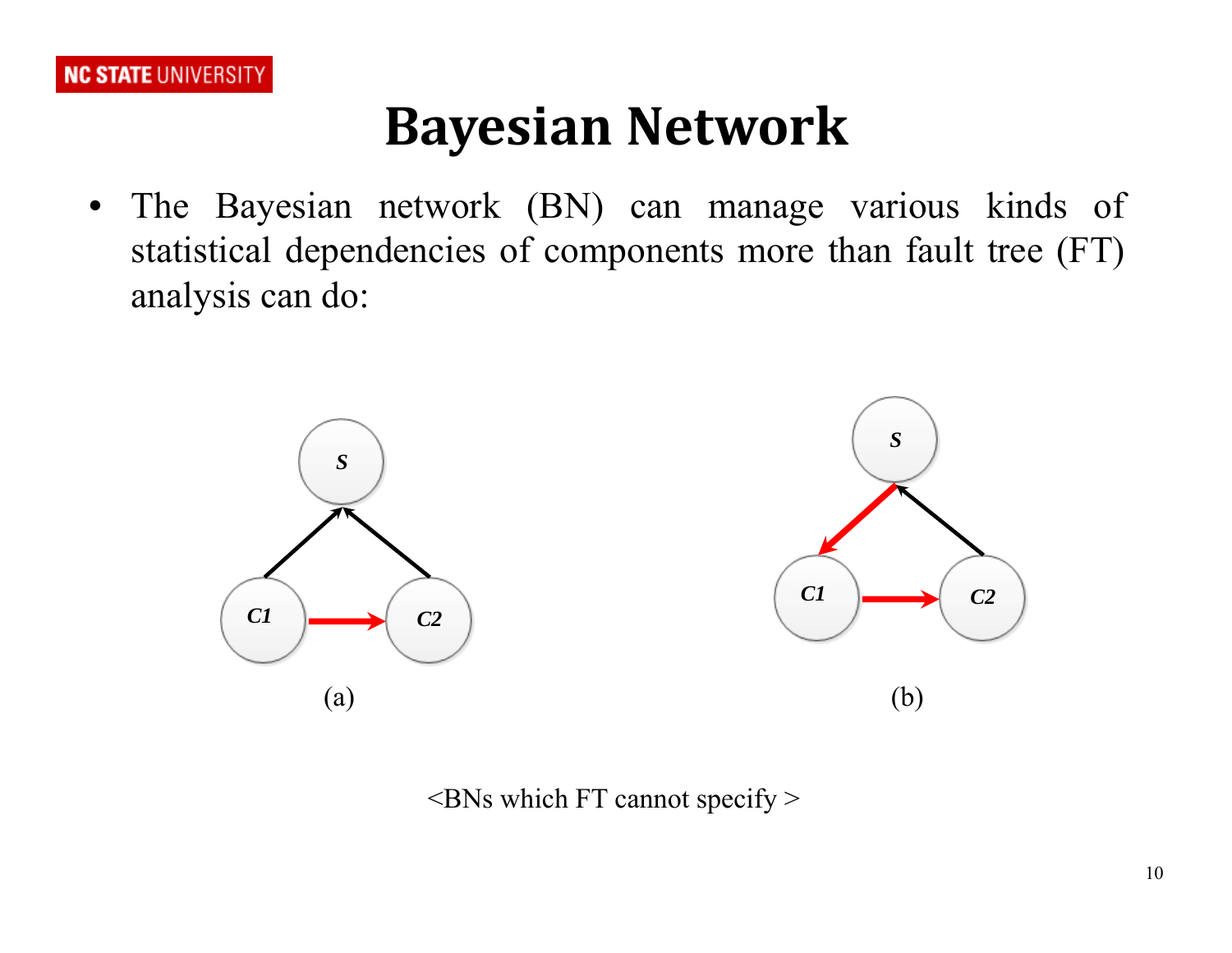# Bayesian Network

- The Bayesian network (BN) can manage various kinds of statistical dependencies of components more than fault tree (FT) analysis can do:

(a)

(b)

<BNs which FT cannot specify >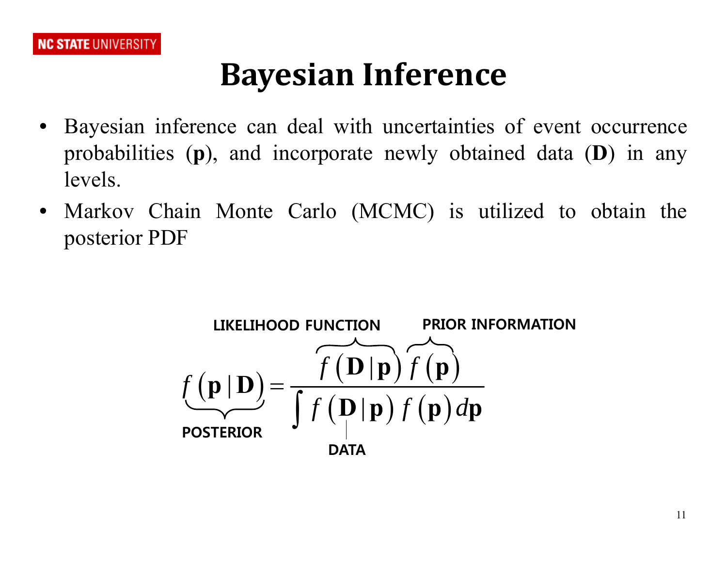# Bayesian Inference

- Bayesian inference can deal with uncertainties of event occurrence probabilities (**p**), and incorporate newly obtained data (**D**) in any levels.
- Markov Chain Monte Carlo (MCMC) is utilized to obtain the posterior PDF

$$\underbrace{f(\mathbf{p} \mid \mathbf{D})}_{\text{POSTERIOR}} = \frac{\overbrace{f(\mathbf{D} \mid \mathbf{p})}^{\text{LIKELIHOOD FUNCTION}} \overbrace{f(\mathbf{p})}^{\text{PRIOR INFORMATION}}}{\int f(\underset{\text{DATA}}{\mathbf{D}} \mid \mathbf{p}) f(\mathbf{p}) \, d\mathbf{p}}$$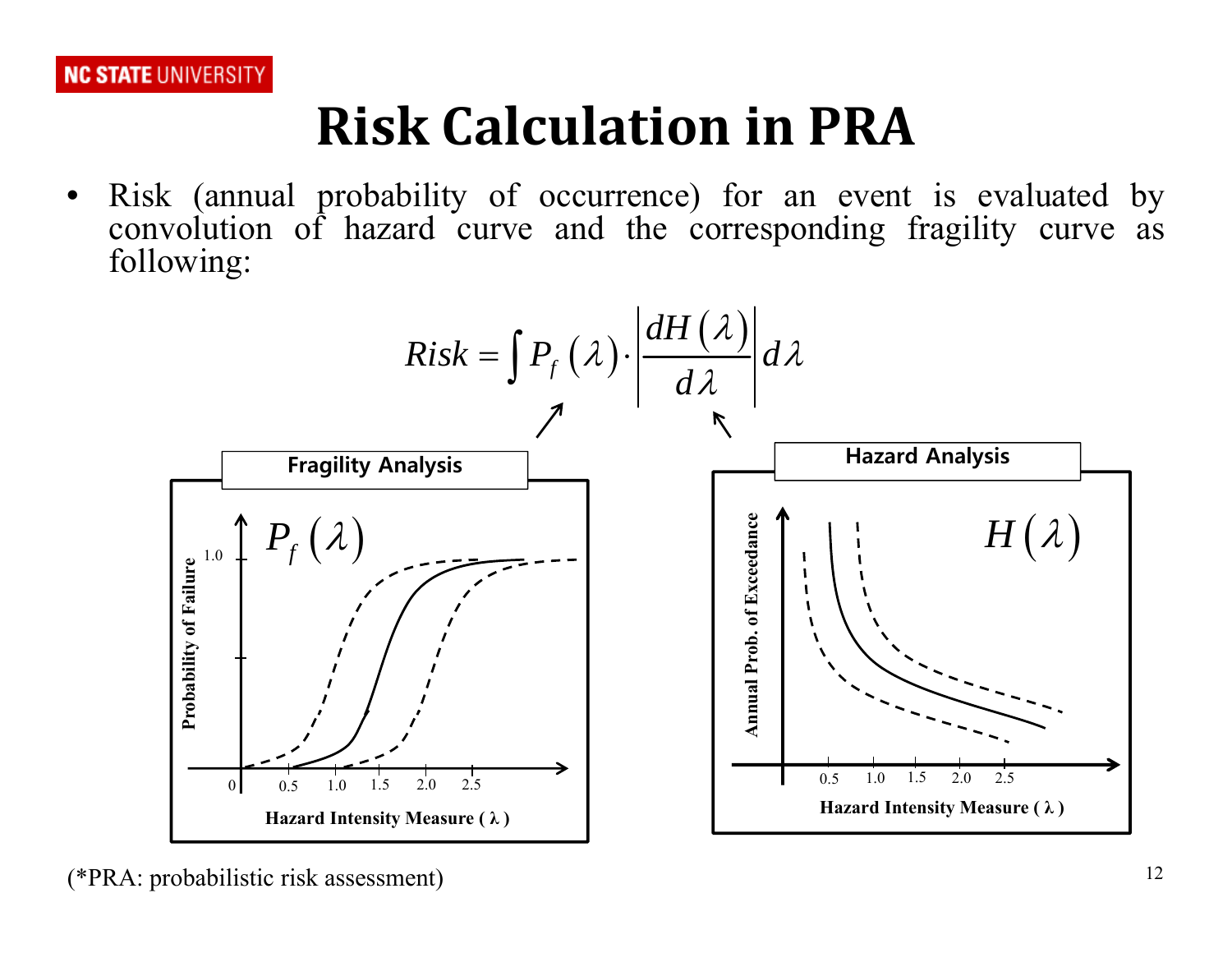# Risk Calculation in PRA

- Risk (annual probability of occurrence) for an event is evaluated by convolution of hazard curve and the corresponding fragility curve as following:

$$Risk = \int P_f(\lambda) \cdot \left| \frac{dH(\lambda)}{d\lambda} \right| d\lambda$$

**Fragility Analysis**

$P_f(\lambda)$

Probability of Failure

Hazard Intensity Measure ( λ )

**Hazard Analysis**

$H(\lambda)$

Annual Prob. of Exceedance

Hazard Intensity Measure ( λ )

(*PRA: probabilistic risk assessment)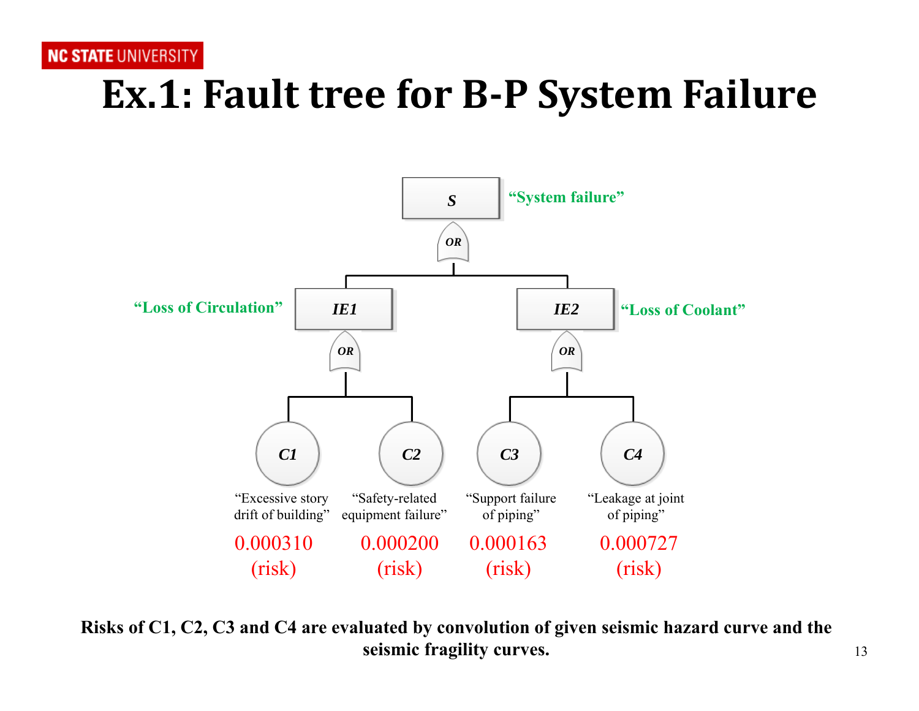# Ex.1: Fault tree for B-P System Failure

**S** — "System failure"

OR

- **IE1** — "Loss of Circulation"
  - OR
    - **C1** — "Excessive story drift of building" — 0.000310 (risk)
    - **C2** — "Safety-related equipment failure" — 0.000200 (risk)
- **IE2** — "Loss of Coolant"
  - OR
    - **C3** — "Support failure of piping" — 0.000163 (risk)
    - **C4** — "Leakage at joint of piping" — 0.000727 (risk)

**Risks of C1, C2, C3 and C4 are evaluated by convolution of given seismic hazard curve and the seismic fragility curves.**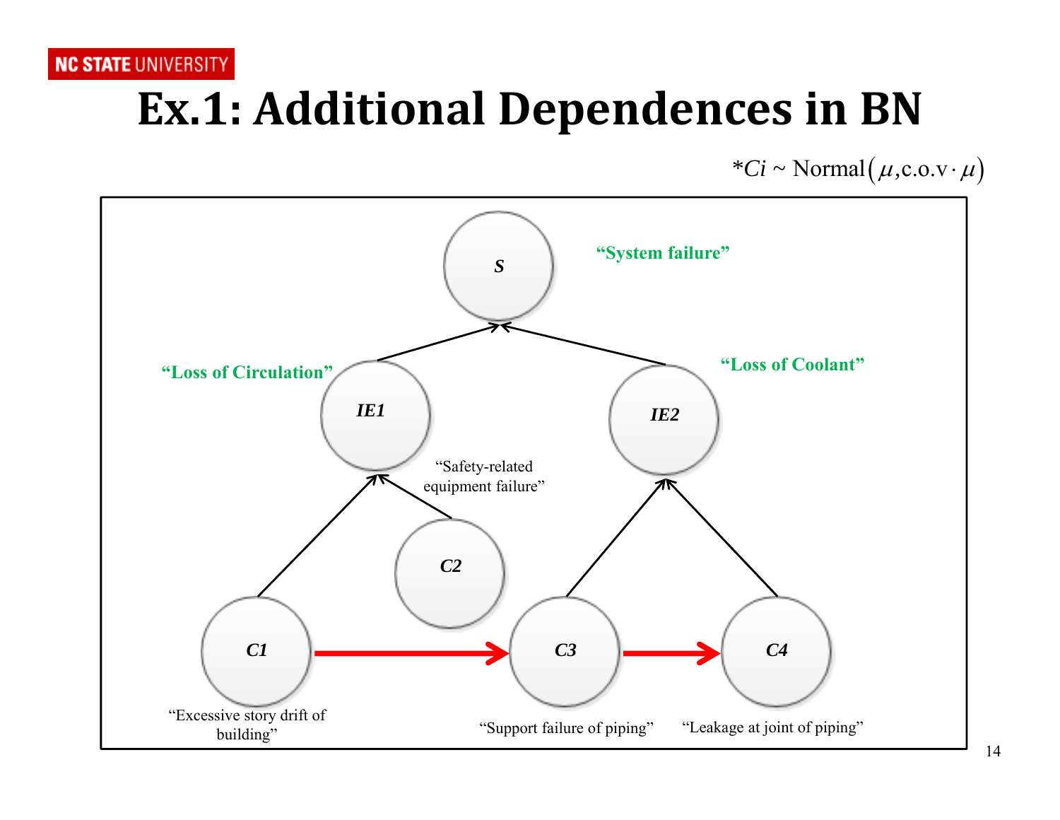# Ex.1: Additional Dependences in BN

$^*Ci \sim \text{Normal}\left(\mu, \text{c.o.v} \cdot \mu\right)$

**S** — "System failure"

**IE1** — "Loss of Circulation"

**IE2** — "Loss of Coolant"

**C1** — "Excessive story drift of building"

**C2** — "Safety-related equipment failure"

**C3** — "Support failure of piping"

**C4** — "Leakage at joint of piping"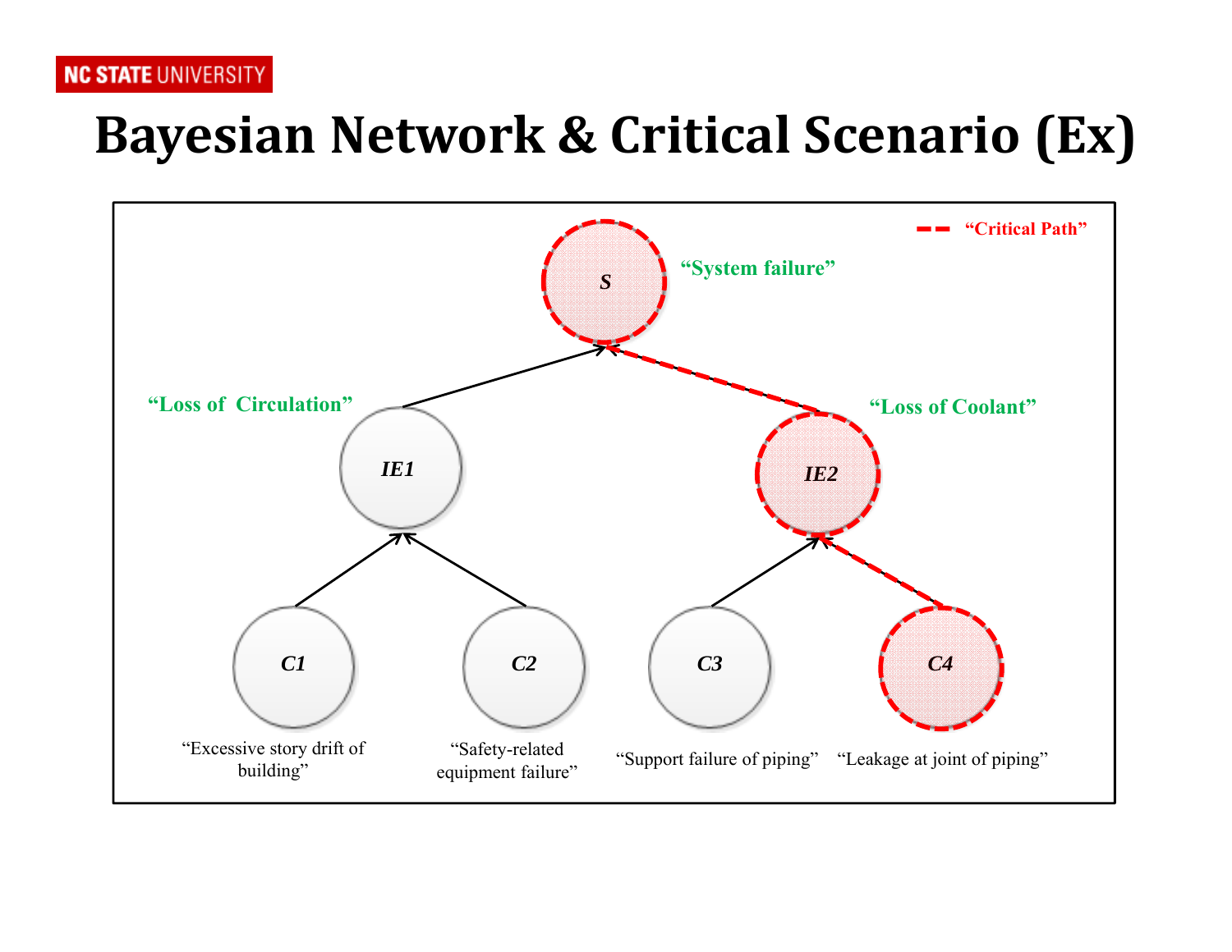# Bayesian Network & Critical Scenario (Ex)

"Critical Path"

**S** — "System failure"

**IE1** — "Loss of Circulation"

**IE2** — "Loss of Coolant"

**C1** — "Excessive story drift of building"

**C2** — "Safety-related equipment failure"

**C3** — "Support failure of piping"

**C4** — "Leakage at joint of piping"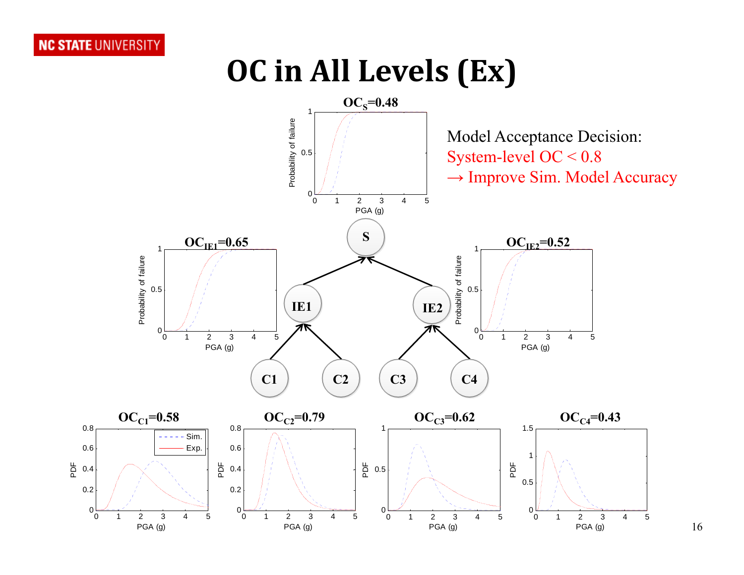# OC in All Levels (Ex)

$OC_S$=0.48

Model Acceptance Decision:
System-level OC < 0.8
→ Improve Sim. Model Accuracy

$OC_{IE1}$=0.65

$OC_{IE2}$=0.52

$OC_{C1}$=0.58

$OC_{C2}$=0.79

$OC_{C3}$=0.62

$OC_{C4}$=0.43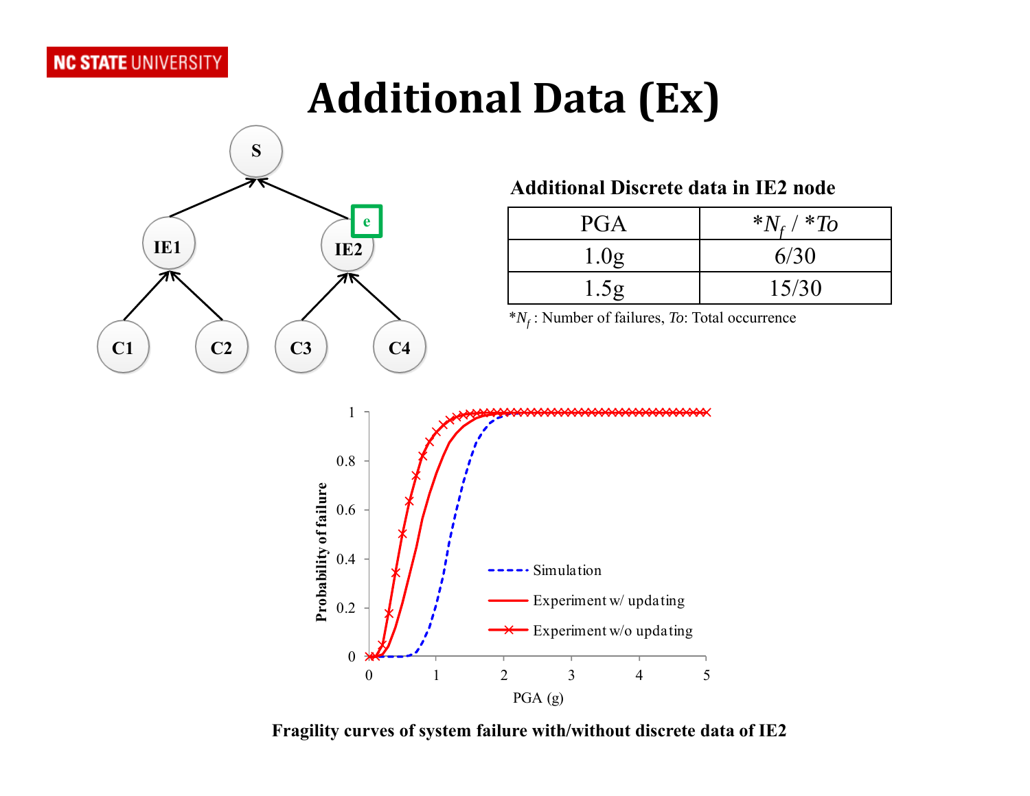# Additional Data (Ex)

**Additional Discrete data in IE2 node**

| PGA | $*N_f$ / $*To$ |
|---|---|
| 1.0g | 6/30 |
| 1.5g | 15/30 |

$*N_f$ : Number of failures, *To*: Total occurrence

**Fragility curves of system failure with/without discrete data of IE2**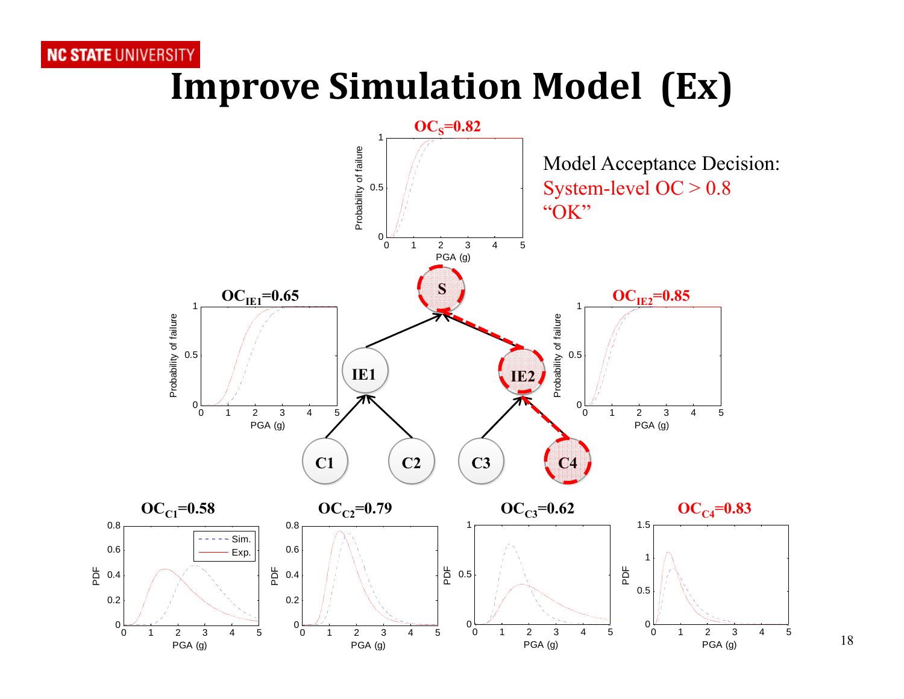# Improve Simulation Model (Ex)

Model Acceptance Decision:
System-level OC > 0.8
"OK"

$OC_S$=0.82

$OC_{IE1}$=0.65

$OC_{IE2}$=0.85

$OC_{C1}$=0.58

$OC_{C2}$=0.79

$OC_{C3}$=0.62

$OC_{C4}$=0.83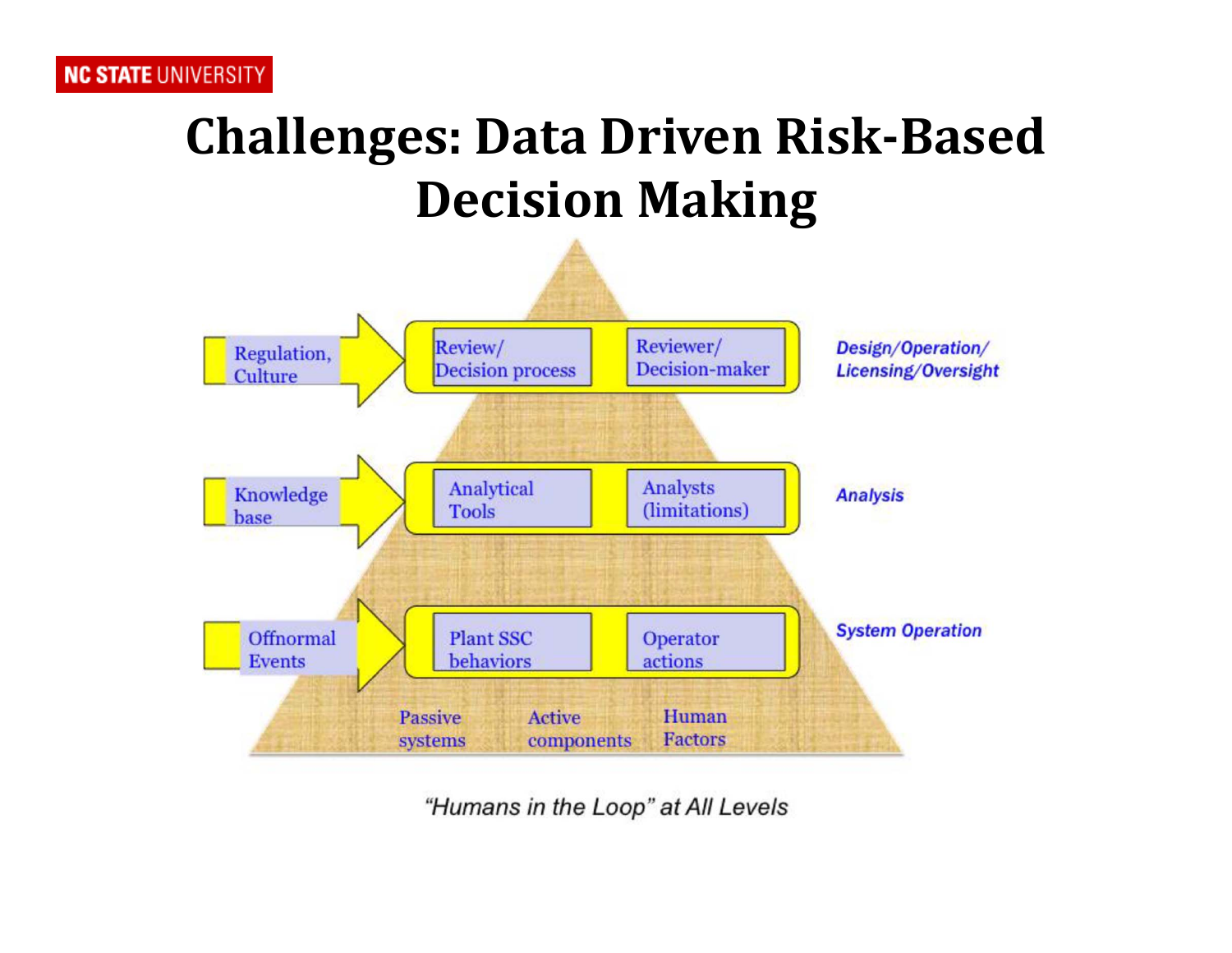# Challenges: Data Driven Risk-Based Decision Making

Regulation, Culture → Review/ Decision process | Reviewer/ Decision-maker — *Design/Operation/ Licensing/Oversight*

Knowledge base → Analytical Tools | Analysts (limitations) — *Analysis*

Offnormal Events → Plant SSC behaviors | Operator actions — *System Operation*

Passive systems — Active components — Human Factors

*"Humans in the Loop" at All Levels*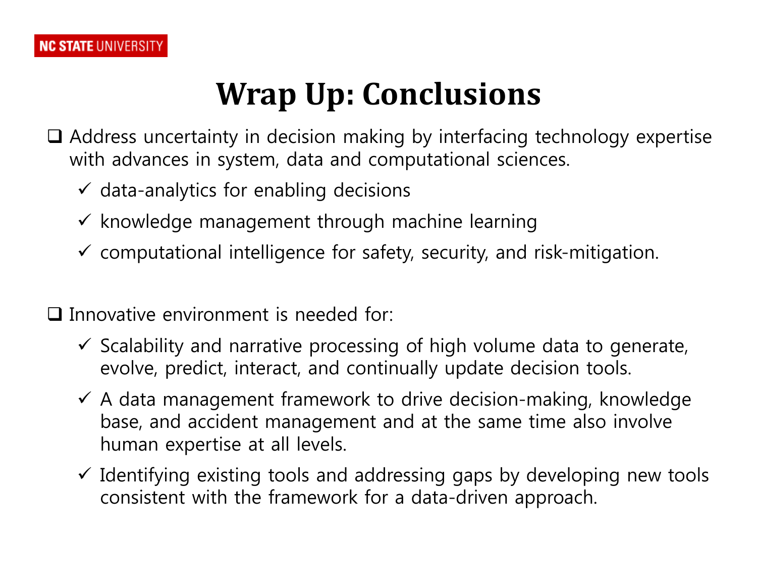# Wrap Up: Conclusions

- Address uncertainty in decision making by interfacing technology expertise with advances in system, data and computational sciences.
  - ✓ data-analytics for enabling decisions
  - ✓ knowledge management through machine learning
  - ✓ computational intelligence for safety, security, and risk-mitigation.

- Innovative environment is needed for:
  - ✓ Scalability and narrative processing of high volume data to generate, evolve, predict, interact, and continually update decision tools.
  - ✓ A data management framework to drive decision-making, knowledge base, and accident management and at the same time also involve human expertise at all levels.
  - ✓ Identifying existing tools and addressing gaps by developing new tools consistent with the framework for a data-driven approach.